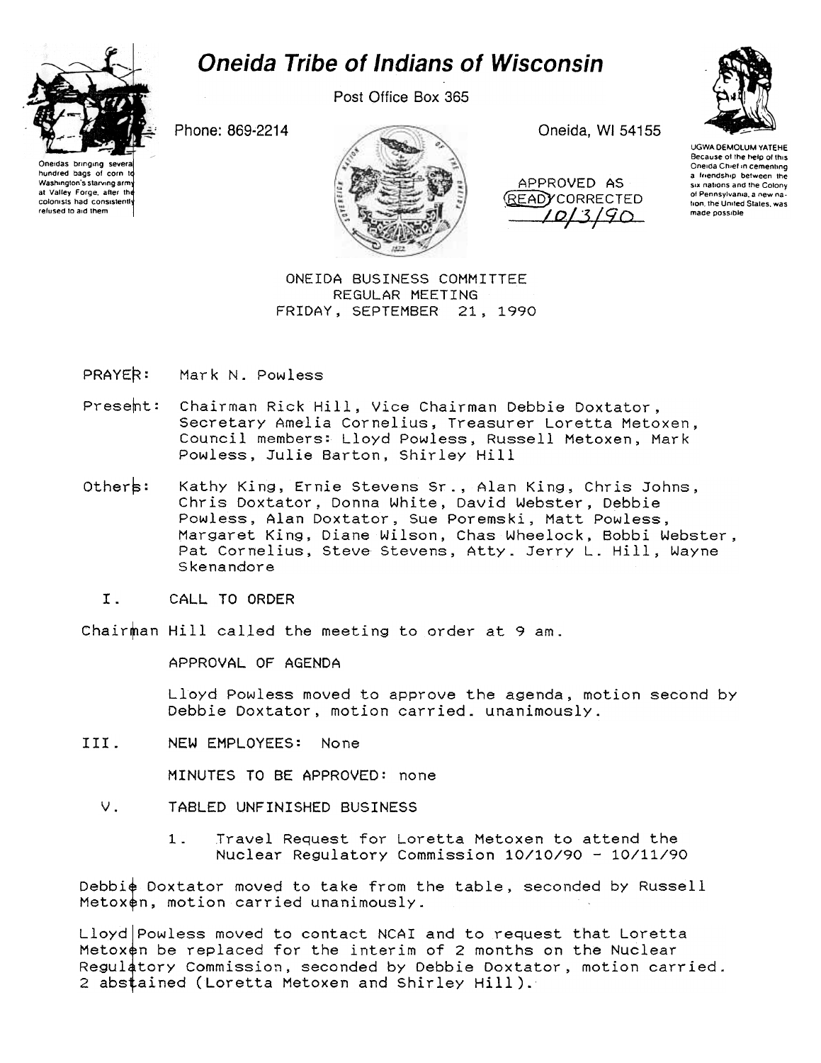# Oneida Tribe of Indians of Wisconsin

Post Office Box 365

Phone: 869-2214

Oneida, WI 54155

Oneidas bringing several hundred bags of corn to Washington's starving army at Valley Forge, after the colonists had consistently refused to aid them

UGWA DEMOLUM YATEHE
Because of the help of this Oneida Chief in cementing a friendship between the six nations and the Colony of Pennsylvania, a new nation, the United States, was made possible

APPROVED AS READ/CORRECTED
10/3/90

ONEIDA BUSINESS COMMITTEE
REGULAR MEETING
FRIDAY, SEPTEMBER 21, 1990

PRAYER: Mark N. Powless

Present: Chairman Rick Hill, Vice Chairman Debbie Doxtator, Secretary Amelia Cornelius, Treasurer Loretta Metoxen, Council members: Lloyd Powless, Russell Metoxen, Mark Powless, Julie Barton, Shirley Hill

Others: Kathy King, Ernie Stevens Sr., Alan King, Chris Johns, Chris Doxtator, Donna White, David Webster, Debbie Powless, Alan Doxtator, Sue Poremski, Matt Powless, Margaret King, Diane Wilson, Chas Wheelock, Bobbi Webster, Pat Cornelius, Steve Stevens, Atty. Jerry L. Hill, Wayne Skenandore

I. CALL TO ORDER

Chairman Hill called the meeting to order at 9 am.

APPROVAL OF AGENDA

Lloyd Powless moved to approve the agenda, motion second by Debbie Doxtator, motion carried. unanimously.

III. NEW EMPLOYEES: None

MINUTES TO BE APPROVED: none

V. TABLED UNFINISHED BUSINESS

1. Travel Request for Loretta Metoxen to attend the Nuclear Regulatory Commission 10/10/90 - 10/11/90

Debbie Doxtator moved to take from the table, seconded by Russell Metoxen, motion carried unanimously.

Lloyd Powless moved to contact NCAI and to request that Loretta Metoxen be replaced for the interim of 2 months on the Nuclear Regulatory Commission, seconded by Debbie Doxtator, motion carried. 2 abstained (Loretta Metoxen and Shirley Hill).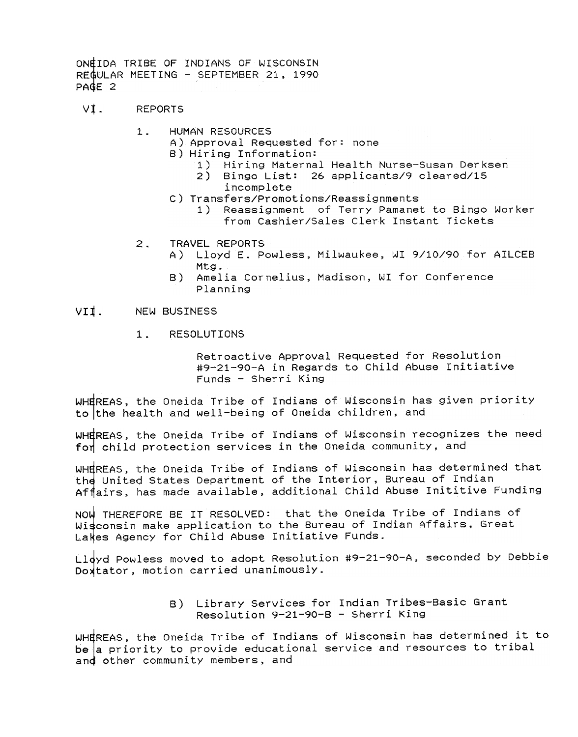ONEIDA TRIBE OF INDIANS OF WISCONSIN
REGULAR MEETING - SEPTEMBER 21, 1990
PAGE 2

VI. REPORTS

1. HUMAN RESOURCES
   - A) Approval Requested for: none
   - B) Hiring Information:
     - 1) Hiring Maternal Health Nurse-Susan Derksen
     - 2) Bingo List: 26 applicants/9 cleared/15 incomplete
   - C) Transfers/Promotions/Reassignments
     - 1) Reassignment of Terry Pamanet to Bingo Worker from Cashier/Sales Clerk Instant Tickets

2. TRAVEL REPORTS
   - A) Lloyd E. Powless, Milwaukee, WI 9/10/90 for AILCEB Mtg.
   - B) Amelia Cornelius, Madison, WI for Conference Planning

VII. NEW BUSINESS

1. RESOLUTIONS

   Retroactive Approval Requested for Resolution #9-21-90-A in Regards to Child Abuse Initiative Funds - Sherri King

WHEREAS, the Oneida Tribe of Indians of Wisconsin has given priority to the health and well-being of Oneida children, and

WHEREAS, the Oneida Tribe of Indians of Wisconsin recognizes the need for child protection services in the Oneida community, and

WHEREAS, the Oneida Tribe of Indians of Wisconsin has determined that the United States Department of the Interior, Bureau of Indian Affairs, has made available, additional Child Abuse Inititive Funding

NOW THEREFORE BE IT RESOLVED: that the Oneida Tribe of Indians of Wisconsin make application to the Bureau of Indian Affairs, Great Lakes Agency for Child Abuse Initiative Funds.

Lloyd Powless moved to adopt Resolution #9-21-90-A, seconded by Debbie Doxtator, motion carried unanimously.

B) Library Services for Indian Tribes-Basic Grant Resolution 9-21-90-B - Sherri King

WHEREAS, the Oneida Tribe of Indians of Wisconsin has determined it to be a priority to provide educational service and resources to tribal and other community members, and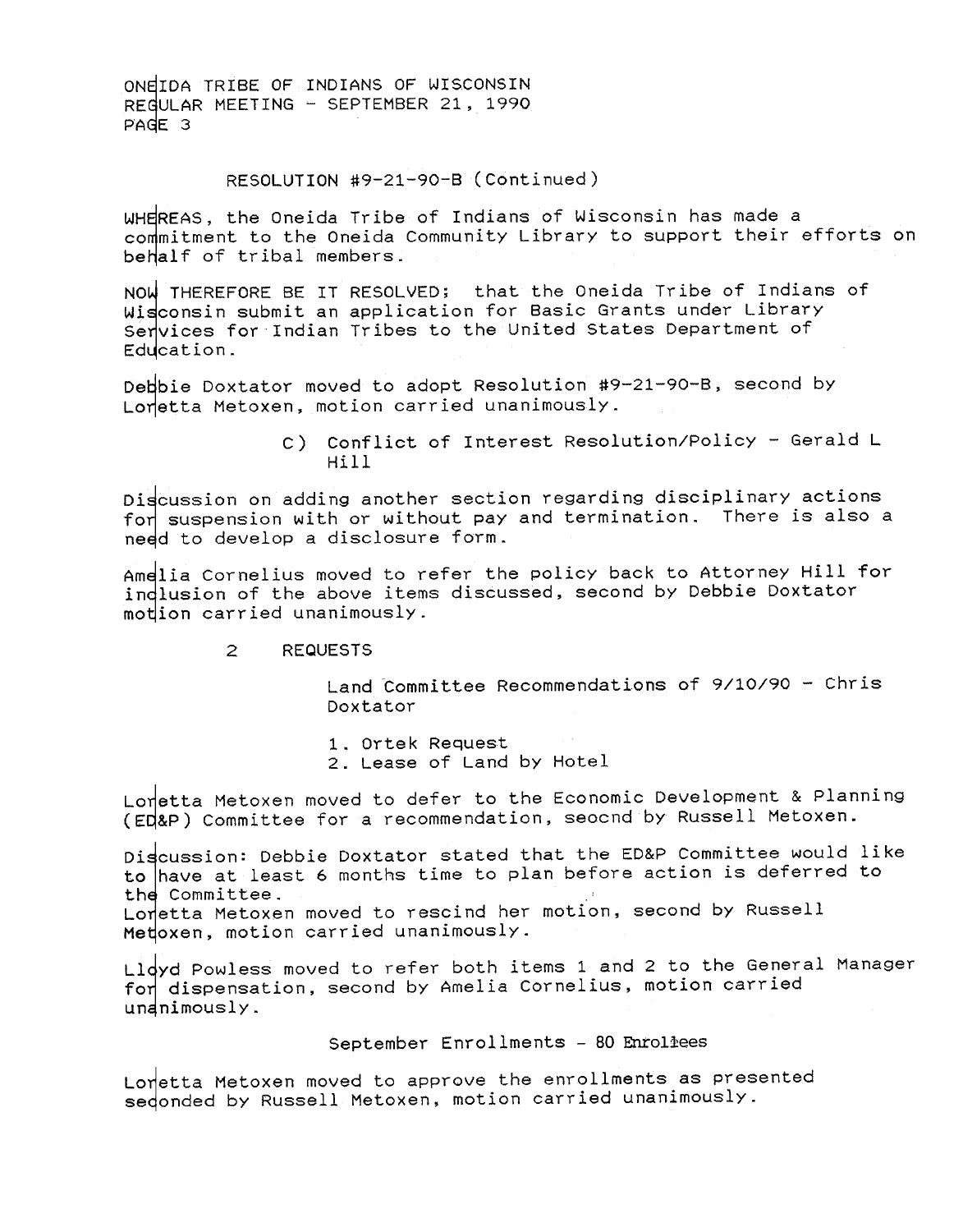RESOLUTION #9-21-90-B (Continued)

WHEREAS, the Oneida Tribe of Indians of Wisconsin has made a commitment to the Oneida Community Library to support their efforts on behalf of tribal members.

NOW THEREFORE BE IT RESOLVED; that the Oneida Tribe of Indians of Wisconsin submit an application for Basic Grants under Library Services for Indian Tribes to the United States Department of Education.

Debbie Doxtator moved to adopt Resolution #9-21-90-B, second by Loretta Metoxen, motion carried unanimously.

C) Conflict of Interest Resolution/Policy - Gerald L Hill

Discussion on adding another section regarding disciplinary actions for suspension with or without pay and termination. There is also a need to develop a disclosure form.

Amelia Cornelius moved to refer the policy back to Attorney Hill for inclusion of the above items discussed, second by Debbie Doxtator motion carried unanimously.

2 REQUESTS

Land Committee Recommendations of 9/10/90 - Chris Doxtator

1. Ortek Request
2. Lease of Land by Hotel

Loretta Metoxen moved to defer to the Economic Development & Planning (ED&P) Committee for a recommendation, seocnd by Russell Metoxen.

Discussion: Debbie Doxtator stated that the ED&P Committee would like to have at least 6 months time to plan before action is deferred to the Committee.
Loretta Metoxen moved to rescind her motion, second by Russell Metoxen, motion carried unanimously.

Lloyd Powless moved to refer both items 1 and 2 to the General Manager for dispensation, second by Amelia Cornelius, motion carried unanimously.

September Enrollments - 80 Enrollees

Loretta Metoxen moved to approve the enrollments as presented seconded by Russell Metoxen, motion carried unanimously.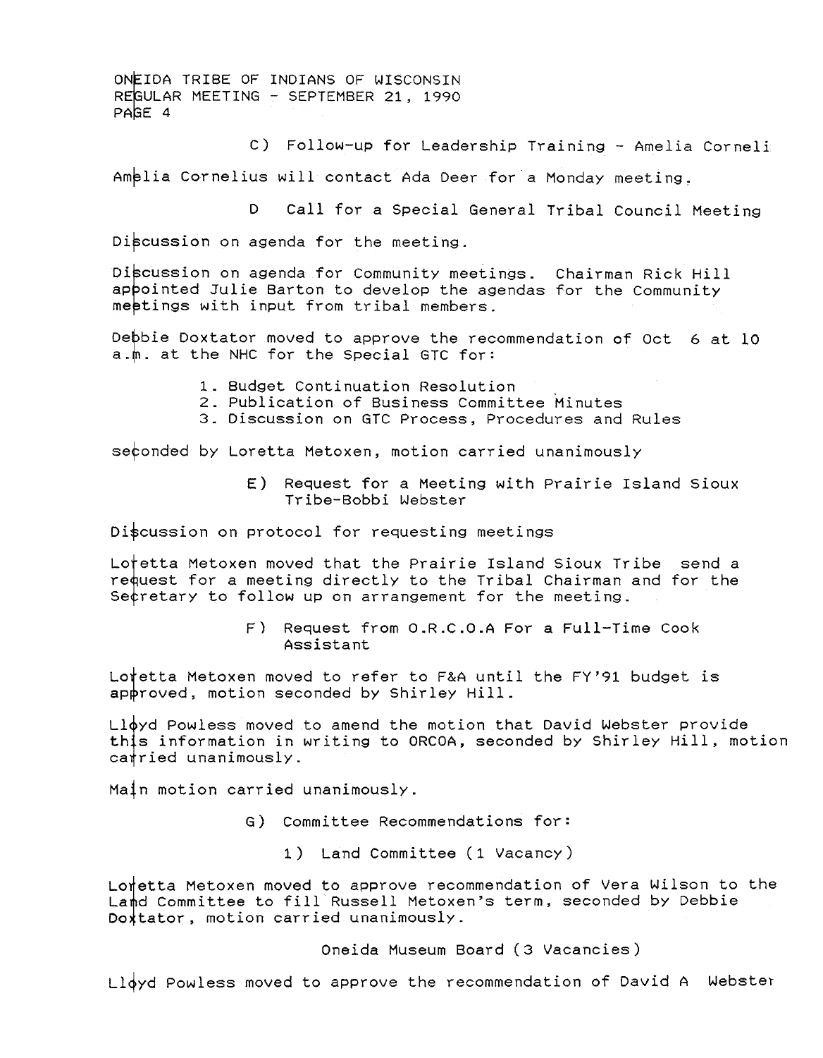C) Follow-up for Leadership Training - Amelia Corneli

Amelia Cornelius will contact Ada Deer for a Monday meeting.

D Call for a Special General Tribal Council Meeting

Discussion on agenda for the meeting.

Discussion on agenda for Community meetings. Chairman Rick Hill appointed Julie Barton to develop the agendas for the Community meetings with input from tribal members.

Debbie Doxtator moved to approve the recommendation of Oct 6 at 10 a.m. at the NHC for the Special GTC for:

1. Budget Continuation Resolution
2. Publication of Business Committee Minutes
3. Discussion on GTC Process, Procedures and Rules

seconded by Loretta Metoxen, motion carried unanimously

E) Request for a Meeting with Prairie Island Sioux Tribe-Bobbi Webster

Discussion on protocol for requesting meetings

Loretta Metoxen moved that the Prairie Island Sioux Tribe send a request for a meeting directly to the Tribal Chairman and for the Secretary to follow up on arrangement for the meeting.

F) Request from O.R.C.O.A For a Full-Time Cook Assistant

Loretta Metoxen moved to refer to F&A until the FY'91 budget is approved, motion seconded by Shirley Hill.

Lloyd Powless moved to amend the motion that David Webster provide this information in writing to ORCOA, seconded by Shirley Hill, motion carried unanimously.

Main motion carried unanimously.

G) Committee Recommendations for:

1) Land Committee (1 Vacancy)

Loretta Metoxen moved to approve recommendation of Vera Wilson to the Land Committee to fill Russell Metoxen's term, seconded by Debbie Doxtator, motion carried unanimously.

Oneida Museum Board (3 Vacancies)

Lloyd Powless moved to approve the recommendation of David A Webster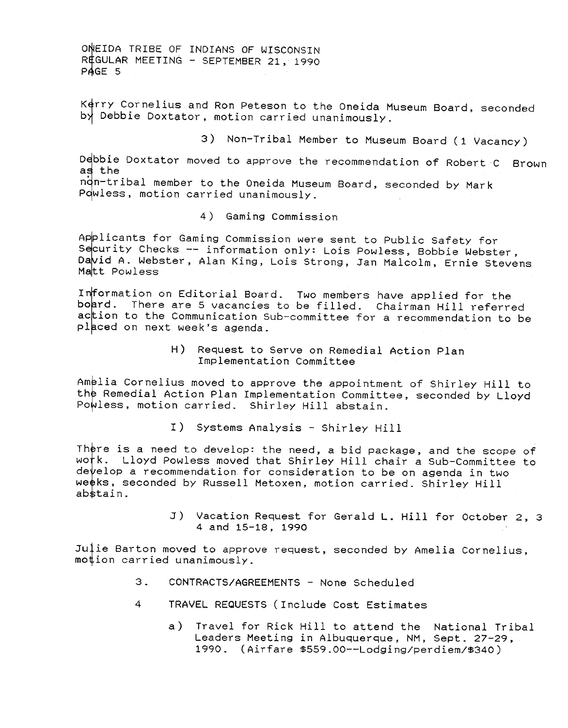Kerry Cornelius and Ron Peteson to the Oneida Museum Board, seconded by Debbie Doxtator, motion carried unanimously.

3) Non-Tribal Member to Museum Board (1 Vacancy)

Debbie Doxtator moved to approve the recommendation of Robert C Brown as the non-tribal member to the Oneida Museum Board, seconded by Mark Powless, motion carried unanimously.

4) Gaming Commission

Applicants for Gaming Commission were sent to Public Safety for Security Checks -- information only: Lois Powless, Bobbie Webster, David A. Webster, Alan King, Lois Strong, Jan Malcolm, Ernie Stevens Matt Powless

Information on Editorial Board. Two members have applied for the board. There are 5 vacancies to be filled. Chairman Hill referred action to the Communication Sub-committee for a recommendation to be placed on next week's agenda.

H) Request to Serve on Remedial Action Plan Implementation Committee

Amelia Cornelius moved to approve the appointment of Shirley Hill to the Remedial Action Plan Implementation Committee, seconded by Lloyd Powless, motion carried. Shirley Hill abstain.

I) Systems Analysis - Shirley Hill

There is a need to develop: the need, a bid package, and the scope of work. Lloyd Powless moved that Shirley Hill chair a Sub-Committee to develop a recommendation for consideration to be on agenda in two weeks, seconded by Russell Metoxen, motion carried. Shirley Hill abstain.

J) Vacation Request for Gerald L. Hill for October 2, 3 4 and 15-18, 1990

Julie Barton moved to approve request, seconded by Amelia Cornelius, motion carried unanimously.

3. CONTRACTS/AGREEMENTS - None Scheduled

4 TRAVEL REQUESTS (Include Cost Estimates

a) Travel for Rick Hill to attend the National Tribal Leaders Meeting in Albuquerque, NM, Sept. 27-29, 1990. (Airfare $559.00--Lodging/perdiem/$340)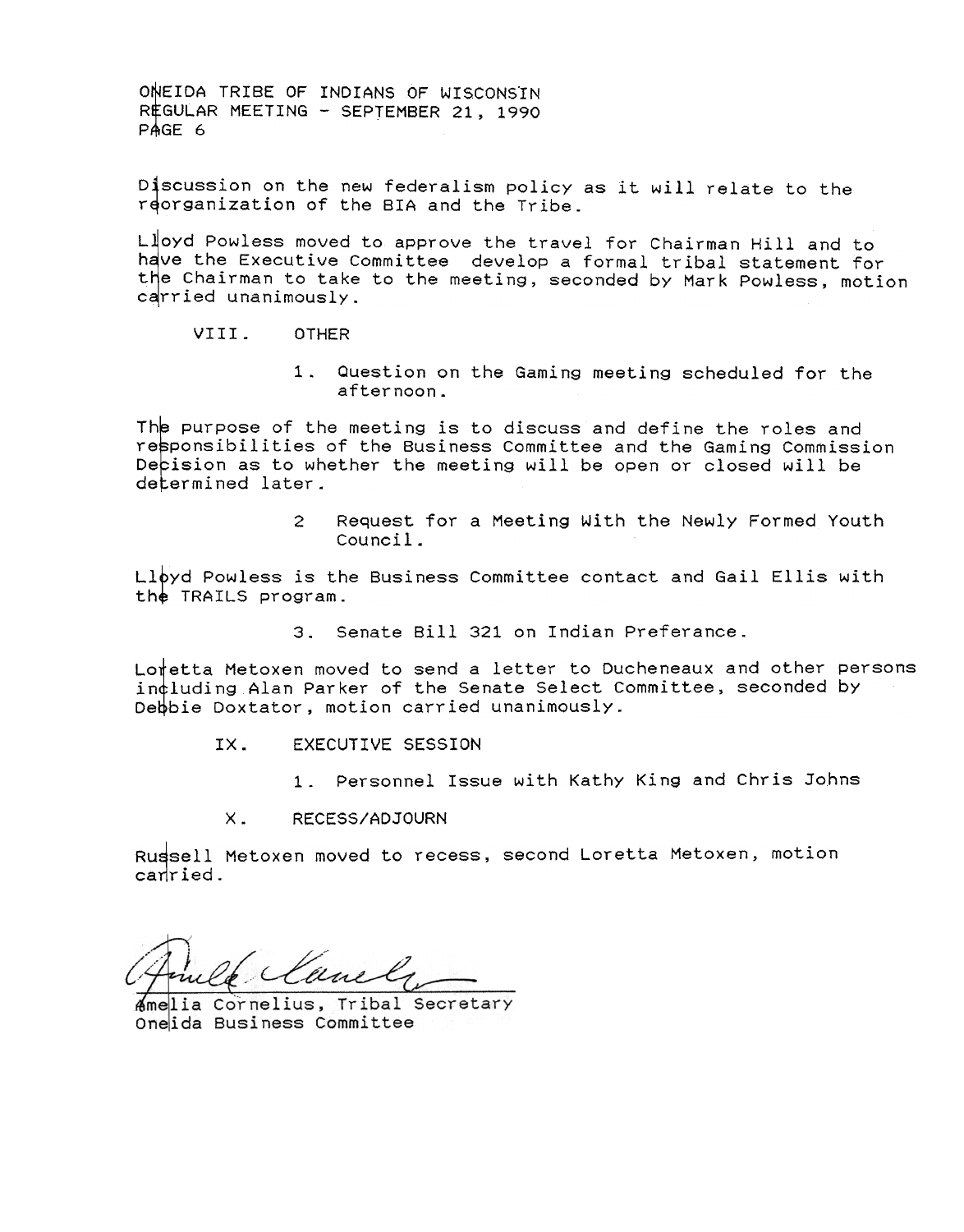ONEIDA TRIBE OF INDIANS OF WISCONSIN
REGULAR MEETING - SEPTEMBER 21, 1990
PAGE 6

Discussion on the new federalism policy as it will relate to the reorganization of the BIA and the Tribe.

Lloyd Powless moved to approve the travel for Chairman Hill and to have the Executive Committee develop a formal tribal statement for the Chairman to take to the meeting, seconded by Mark Powless, motion carried unanimously.

VIII. OTHER

1. Question on the Gaming meeting scheduled for the afternoon.

The purpose of the meeting is to discuss and define the roles and responsibilities of the Business Committee and the Gaming Commission Decision as to whether the meeting will be open or closed will be determined later.

2 Request for a Meeting With the Newly Formed Youth Council.

Lloyd Powless is the Business Committee contact and Gail Ellis with the TRAILS program.

3. Senate Bill 321 on Indian Preferance.

Loretta Metoxen moved to send a letter to Ducheneaux and other persons including Alan Parker of the Senate Select Committee, seconded by Debbie Doxtator, motion carried unanimously.

IX. EXECUTIVE SESSION

1. Personnel Issue with Kathy King and Chris Johns

X. RECESS/ADJOURN

Russell Metoxen moved to recess, second Loretta Metoxen, motion carried.

Amelia Cornelius, Tribal Secretary
Oneida Business Committee